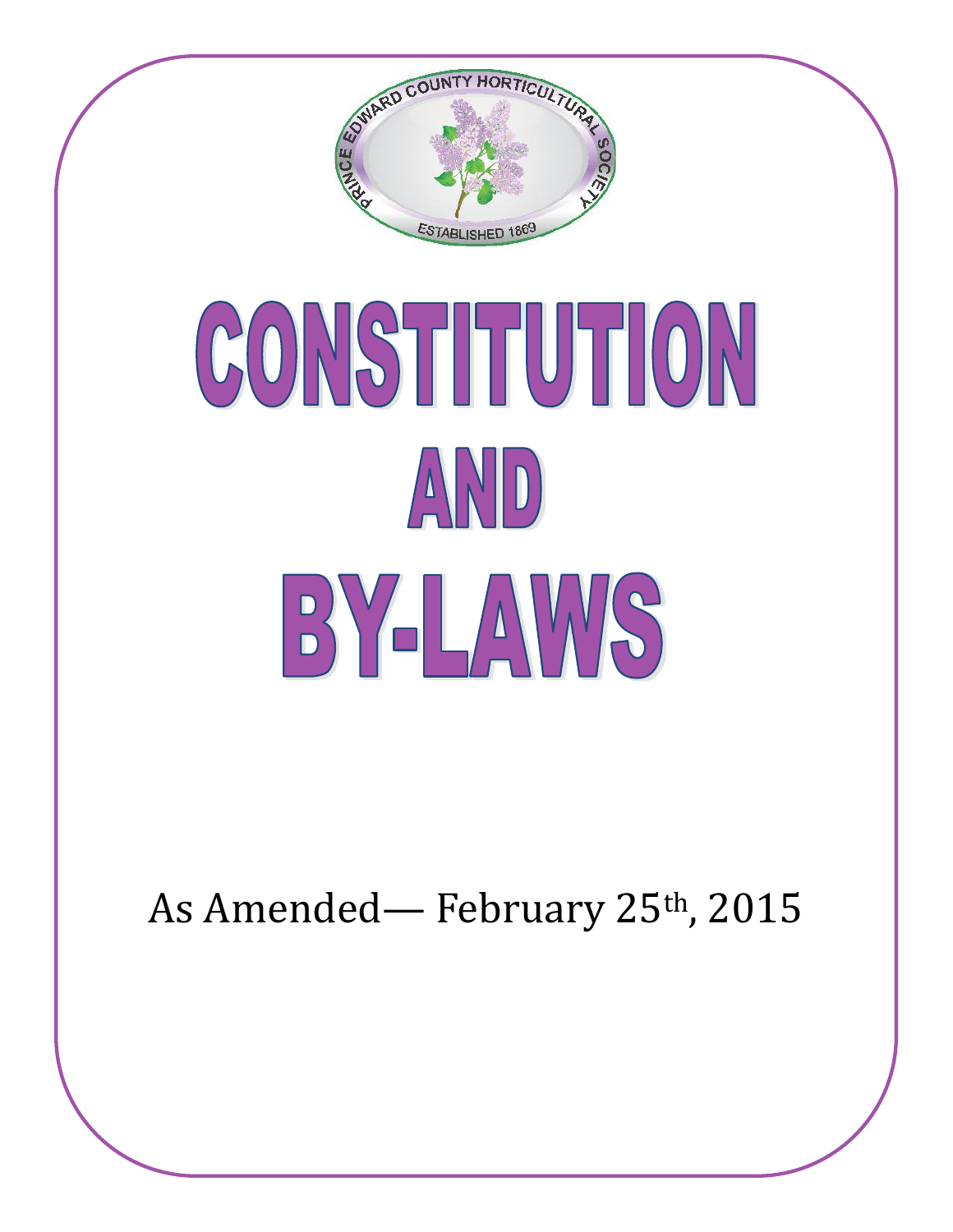PRINCE EDWARD COUNTY HORTICULTURAL SOCIETY

ESTABLISHED 1869

# CONSTITUTION AND BY-LAWS

As Amended— February 25th, 2015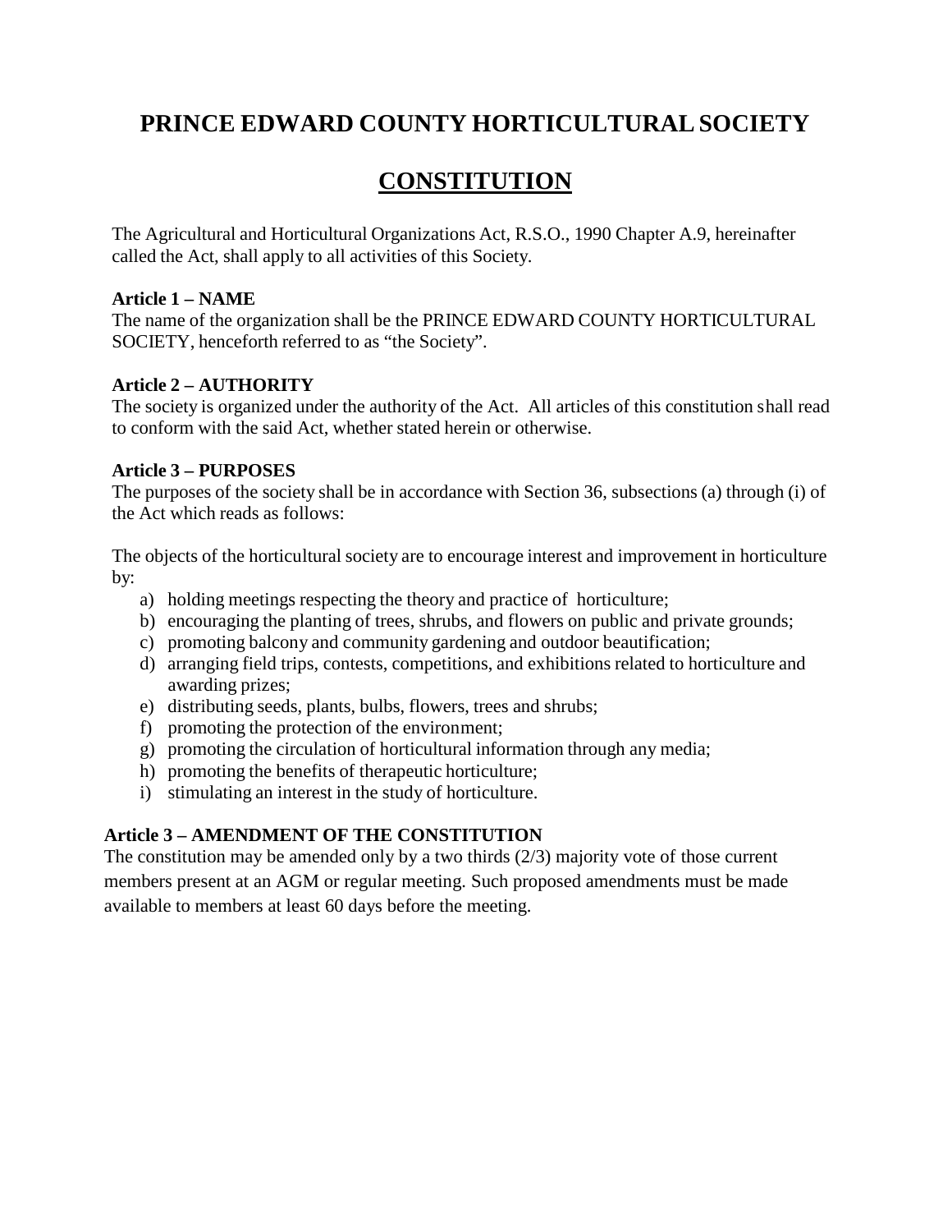# PRINCE EDWARD COUNTY HORTICULTURAL SOCIETY

## CONSTITUTION

The Agricultural and Horticultural Organizations Act, R.S.O., 1990 Chapter A.9, hereinafter called the Act, shall apply to all activities of this Society.

**Article 1 – NAME**
The name of the organization shall be the PRINCE EDWARD COUNTY HORTICULTURAL SOCIETY, henceforth referred to as "the Society".

**Article 2 – AUTHORITY**
The society is organized under the authority of the Act. All articles of this constitution shall read to conform with the said Act, whether stated herein or otherwise.

**Article 3 – PURPOSES**
The purposes of the society shall be in accordance with Section 36, subsections (a) through (i) of the Act which reads as follows:

The objects of the horticultural society are to encourage interest and improvement in horticulture by:

a) holding meetings respecting the theory and practice of horticulture;
b) encouraging the planting of trees, shrubs, and flowers on public and private grounds;
c) promoting balcony and community gardening and outdoor beautification;
d) arranging field trips, contests, competitions, and exhibitions related to horticulture and awarding prizes;
e) distributing seeds, plants, bulbs, flowers, trees and shrubs;
f) promoting the protection of the environment;
g) promoting the circulation of horticultural information through any media;
h) promoting the benefits of therapeutic horticulture;
i) stimulating an interest in the study of horticulture.

**Article 3 – AMENDMENT OF THE CONSTITUTION**
The constitution may be amended only by a two thirds (2/3) majority vote of those current members present at an AGM or regular meeting. Such proposed amendments must be made available to members at least 60 days before the meeting.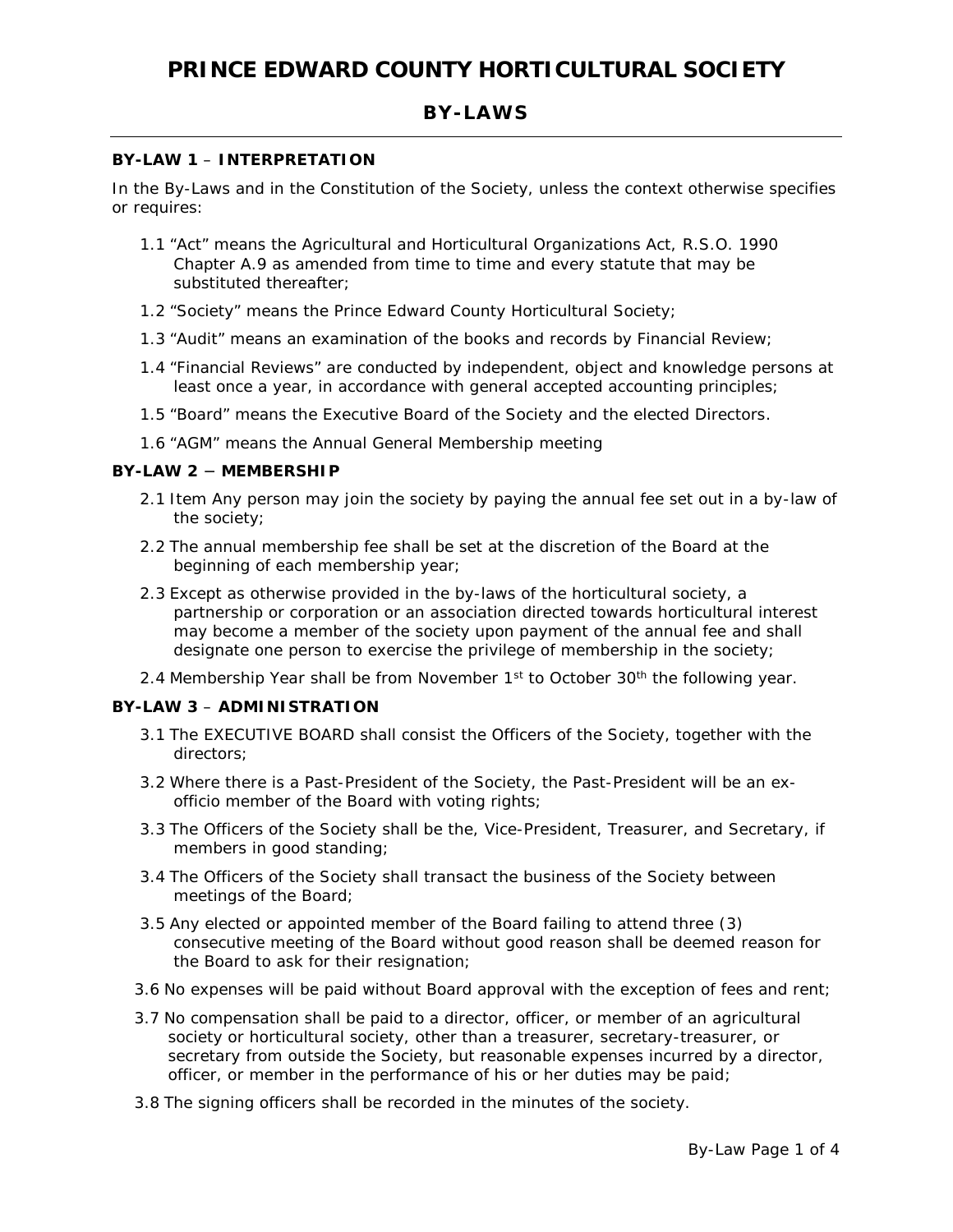# PRINCE EDWARD COUNTY HORTICULTURAL SOCIETY

## BY-LAWS

**BY-LAW 1** – **INTERPRETATION**

In the By-Laws and in the Constitution of the Society, unless the context otherwise specifies or requires:

1.1 "Act" means the Agricultural and Horticultural Organizations Act, R.S.O. 1990 Chapter A.9 as amended from time to time and every statute that may be substituted thereafter;

1.2 "Society" means the Prince Edward County Horticultural Society;

1.3 "Audit" means an examination of the books and records by Financial Review;

1.4 "Financial Reviews" are conducted by independent, object and knowledge persons at least once a year, in accordance with general accepted accounting principles;

1.5 "Board" means the Executive Board of the Society and the elected Directors.

1.6 "AGM" means the Annual General Membership meeting

**BY-LAW 2** – **MEMBERSHIP**

2.1 Item Any person may join the society by paying the annual fee set out in a by-law of the society;

2.2 The annual membership fee shall be set at the discretion of the Board at the beginning of each membership year;

2.3 Except as otherwise provided in the by-laws of the horticultural society, a partnership or corporation or an association directed towards horticultural interest may become a member of the society upon payment of the annual fee and shall designate one person to exercise the privilege of membership in the society;

2.4 Membership Year shall be from November 1st to October 30th the following year.

**BY-LAW 3** – **ADMINISTRATION**

3.1 The EXECUTIVE BOARD shall consist the Officers of the Society, together with the directors;

3.2 Where there is a Past-President of the Society, the Past-President will be an ex-officio member of the Board with voting rights;

3.3 The Officers of the Society shall be the, Vice-President, Treasurer, and Secretary, if members in good standing;

3.4 The Officers of the Society shall transact the business of the Society between meetings of the Board;

3.5 Any elected or appointed member of the Board failing to attend three (3) consecutive meeting of the Board without good reason shall be deemed reason for the Board to ask for their resignation;

3.6 No expenses will be paid without Board approval with the exception of fees and rent;

3.7 No compensation shall be paid to a director, officer, or member of an agricultural society or horticultural society, other than a treasurer, secretary-treasurer, or secretary from outside the Society, but reasonable expenses incurred by a director, officer, or member in the performance of his or her duties may be paid;

3.8 The signing officers shall be recorded in the minutes of the society.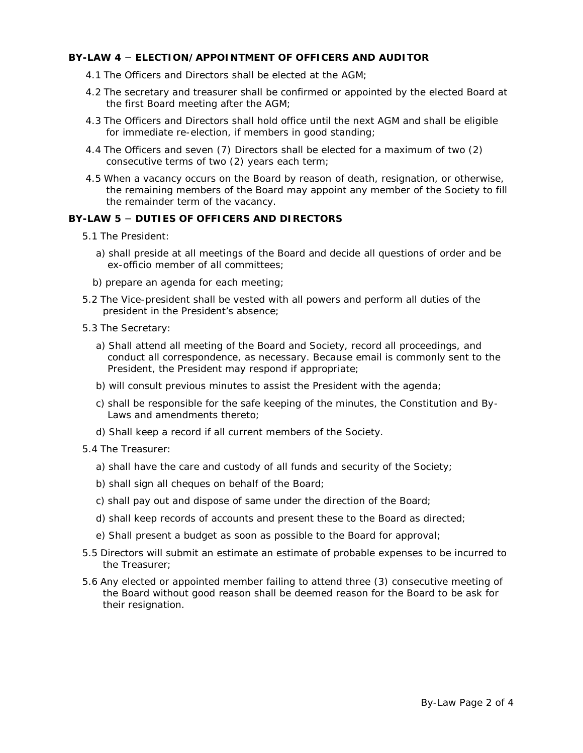**BY-LAW 4 – ELECTION/APPOINTMENT OF OFFICERS AND AUDITOR**

4.1 The Officers and Directors shall be elected at the AGM;

4.2 The secretary and treasurer shall be confirmed or appointed by the elected Board at the first Board meeting after the AGM;

4.3 The Officers and Directors shall hold office until the next AGM and shall be eligible for immediate re-election, if members in good standing;

4.4 The Officers and seven (7) Directors shall be elected for a maximum of two (2) consecutive terms of two (2) years each term;

4.5 When a vacancy occurs on the Board by reason of death, resignation, or otherwise, the remaining members of the Board may appoint any member of the Society to fill the remainder term of the vacancy.

**BY-LAW 5 – DUTIES OF OFFICERS AND DIRECTORS**

5.1 The President:

a) shall preside at all meetings of the Board and decide all questions of order and be ex-officio member of all committees;

b) prepare an agenda for each meeting;

5.2 The Vice-president shall be vested with all powers and perform all duties of the president in the President's absence;

5.3 The Secretary:

a) Shall attend all meeting of the Board and Society, record all proceedings, and conduct all correspondence, as necessary. Because email is commonly sent to the President, the President may respond if appropriate;

b) will consult previous minutes to assist the President with the agenda;

c) shall be responsible for the safe keeping of the minutes, the Constitution and By-Laws and amendments thereto;

d) Shall keep a record if all current members of the Society.

5.4 The Treasurer:

a) shall have the care and custody of all funds and security of the Society;

b) shall sign all cheques on behalf of the Board;

c) shall pay out and dispose of same under the direction of the Board;

d) shall keep records of accounts and present these to the Board as directed;

e) Shall present a budget as soon as possible to the Board for approval;

5.5 Directors will submit an estimate an estimate of probable expenses to be incurred to the Treasurer;

5.6 Any elected or appointed member failing to attend three (3) consecutive meeting of the Board without good reason shall be deemed reason for the Board to be ask for their resignation.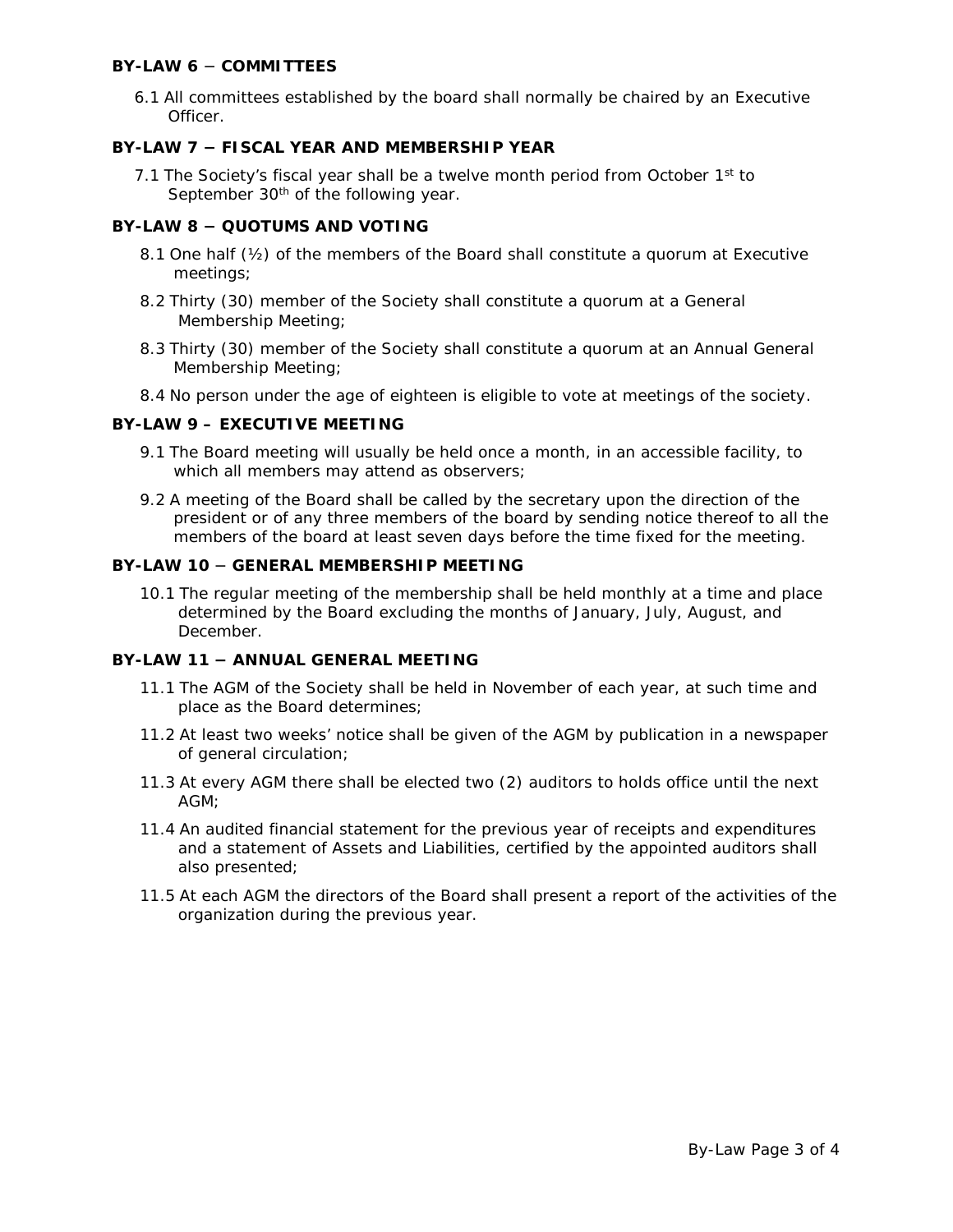**BY-LAW 6 ‒ COMMITTEES**

6.1 All committees established by the board shall normally be chaired by an Executive Officer.

**BY-LAW 7 ‒ FISCAL YEAR AND MEMBERSHIP YEAR**

7.1 The Society's fiscal year shall be a twelve month period from October 1st to September 30th of the following year.

**BY-LAW 8 ‒ QUOTUMS AND VOTING**

8.1 One half (½) of the members of the Board shall constitute a quorum at Executive meetings;

8.2 Thirty (30) member of the Society shall constitute a quorum at a General Membership Meeting;

8.3 Thirty (30) member of the Society shall constitute a quorum at an Annual General Membership Meeting;

8.4 No person under the age of eighteen is eligible to vote at meetings of the society.

**BY-LAW 9 – EXECUTIVE MEETING**

9.1 The Board meeting will usually be held once a month, in an accessible facility, to which all members may attend as observers;

9.2 A meeting of the Board shall be called by the secretary upon the direction of the president or of any three members of the board by sending notice thereof to all the members of the board at least seven days before the time fixed for the meeting.

**BY-LAW 10 ‒ GENERAL MEMBERSHIP MEETING**

10.1 The regular meeting of the membership shall be held monthly at a time and place determined by the Board excluding the months of January, July, August, and December.

**BY-LAW 11 ‒ ANNUAL GENERAL MEETING**

11.1 The AGM of the Society shall be held in November of each year, at such time and place as the Board determines;

11.2 At least two weeks' notice shall be given of the AGM by publication in a newspaper of general circulation;

11.3 At every AGM there shall be elected two (2) auditors to holds office until the next AGM;

11.4 An audited financial statement for the previous year of receipts and expenditures and a statement of Assets and Liabilities, certified by the appointed auditors shall also presented;

11.5 At each AGM the directors of the Board shall present a report of the activities of the organization during the previous year.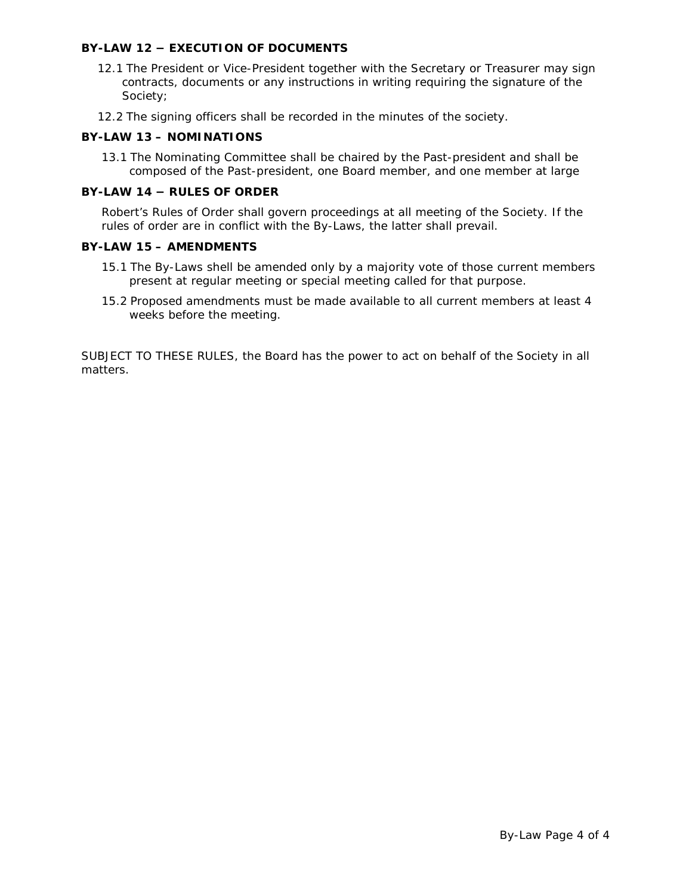**BY-LAW 12 ‒ EXECUTION OF DOCUMENTS**

12.1 The President or Vice-President together with the Secretary or Treasurer may sign contracts, documents or any instructions in writing requiring the signature of the Society;

12.2 The signing officers shall be recorded in the minutes of the society.

**BY-LAW 13 – NOMINATIONS**

13.1 The Nominating Committee shall be chaired by the Past-president and shall be composed of the Past-president, one Board member, and one member at large

**BY-LAW 14 ‒ RULES OF ORDER**

Robert's Rules of Order shall govern proceedings at all meeting of the Society. If the rules of order are in conflict with the By-Laws, the latter shall prevail.

**BY-LAW 15 – AMENDMENTS**

15.1 The By-Laws shell be amended only by a majority vote of those current members present at regular meeting or special meeting called for that purpose.

15.2 Proposed amendments must be made available to all current members at least 4 weeks before the meeting.

SUBJECT TO THESE RULES, the Board has the power to act on behalf of the Society in all matters.